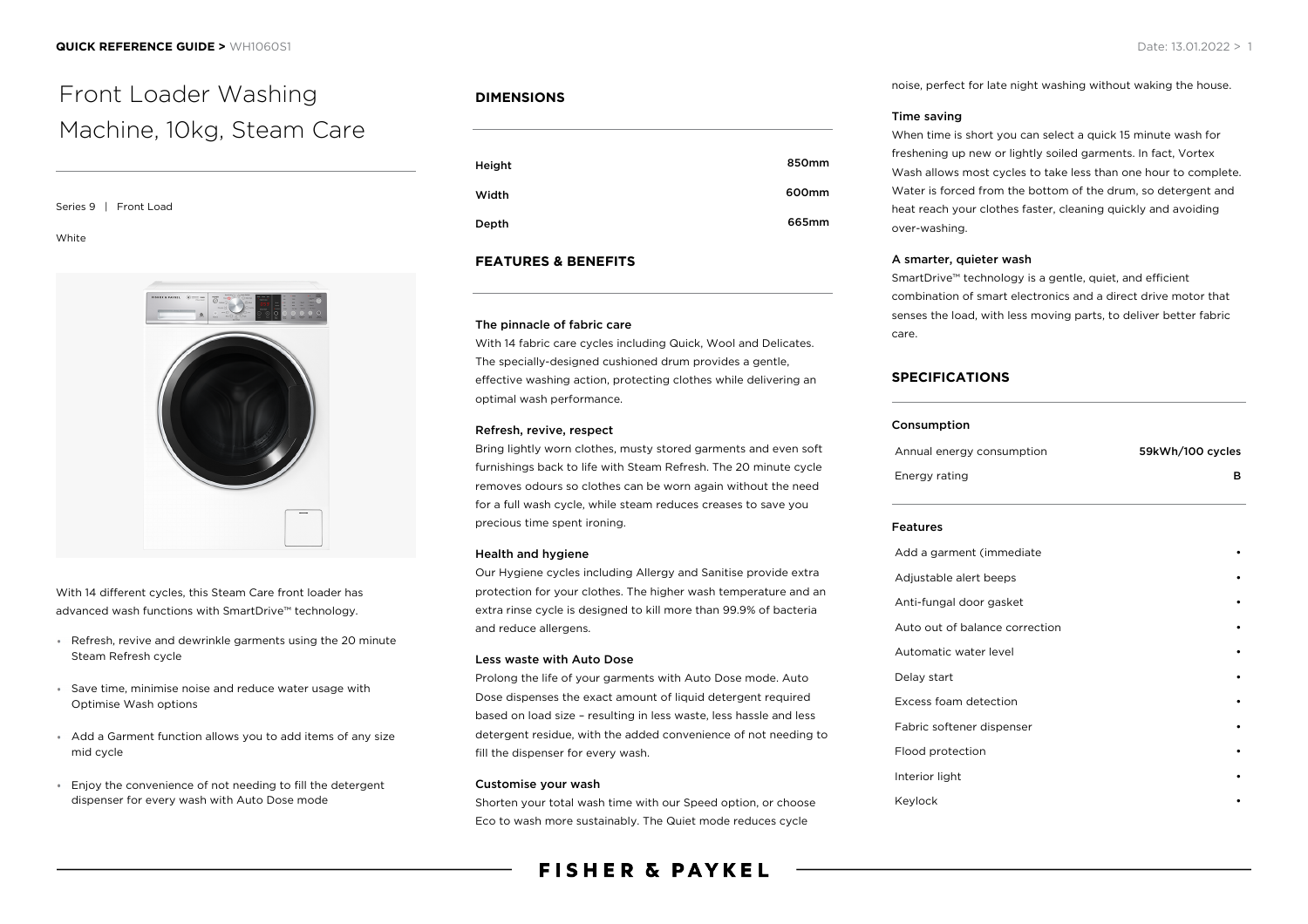# Front Loader Washing Machine, 10kg, Steam Care

Series 9 | Front Load

White

With 14 different cycles, this Steam Care front loader has advanced wash functions with SmartDrive™ technology.

- Refresh, revive and dewrinkle garments using the 20 minute Steam Refresh cycle
- Save time, minimise noise and reduce water usage with Optimise Wash options
- Add a Garment function allows you to add items of any size mid cycle
- Enjoy the convenience of not needing to fill the detergent dispenser for every wash with Auto Dose mode

## DIMENSIONS

| | |
|---|---|
| Height | 850mm |
| Width | 600mm |
| Depth | 665mm |

## FEATURES & BENEFITS

**The pinnacle of fabric care**

With 14 fabric care cycles including Quick, Wool and Delicates. The specially-designed cushioned drum provides a gentle, effective washing action, protecting clothes while delivering an optimal wash performance.

**Refresh, revive, respect**

Bring lightly worn clothes, musty stored garments and even soft furnishings back to life with Steam Refresh. The 20 minute cycle removes odours so clothes can be worn again without the need for a full wash cycle, while steam reduces creases to save you precious time spent ironing.

**Health and hygiene**

Our Hygiene cycles including Allergy and Sanitise provide extra protection for your clothes. The higher wash temperature and an extra rinse cycle is designed to kill more than 99.9% of bacteria and reduce allergens.

**Less waste with Auto Dose**

Prolong the life of your garments with Auto Dose mode. Auto Dose dispenses the exact amount of liquid detergent required based on load size – resulting in less waste, less hassle and less detergent residue, with the added convenience of not needing to fill the dispenser for every wash.

**Customise your wash**

Shorten your total wash time with our Speed option, or choose Eco to wash more sustainably. The Quiet mode reduces cycle noise, perfect for late night washing without waking the house.

**Time saving**

When time is short you can select a quick 15 minute wash for freshening up new or lightly soiled garments. In fact, Vortex Wash allows most cycles to take less than one hour to complete. Water is forced from the bottom of the drum, so detergent and heat reach your clothes faster, cleaning quickly and avoiding over-washing.

**A smarter, quieter wash**

SmartDrive™ technology is a gentle, quiet, and efficient combination of smart electronics and a direct drive motor that senses the load, with less moving parts, to deliver better fabric care.

## SPECIFICATIONS

**Consumption**

| | |
|---|---|
| Annual energy consumption | 59kWh/100 cycles |
| Energy rating | B |

**Features**

| | |
|---|---|
| Add a garment (immediate | • |
| Adjustable alert beeps | • |
| Anti-fungal door gasket | • |
| Auto out of balance correction | • |
| Automatic water level | • |
| Delay start | • |
| Excess foam detection | • |
| Fabric softener dispenser | • |
| Flood protection | • |
| Interior light | • |
| Keylock | • |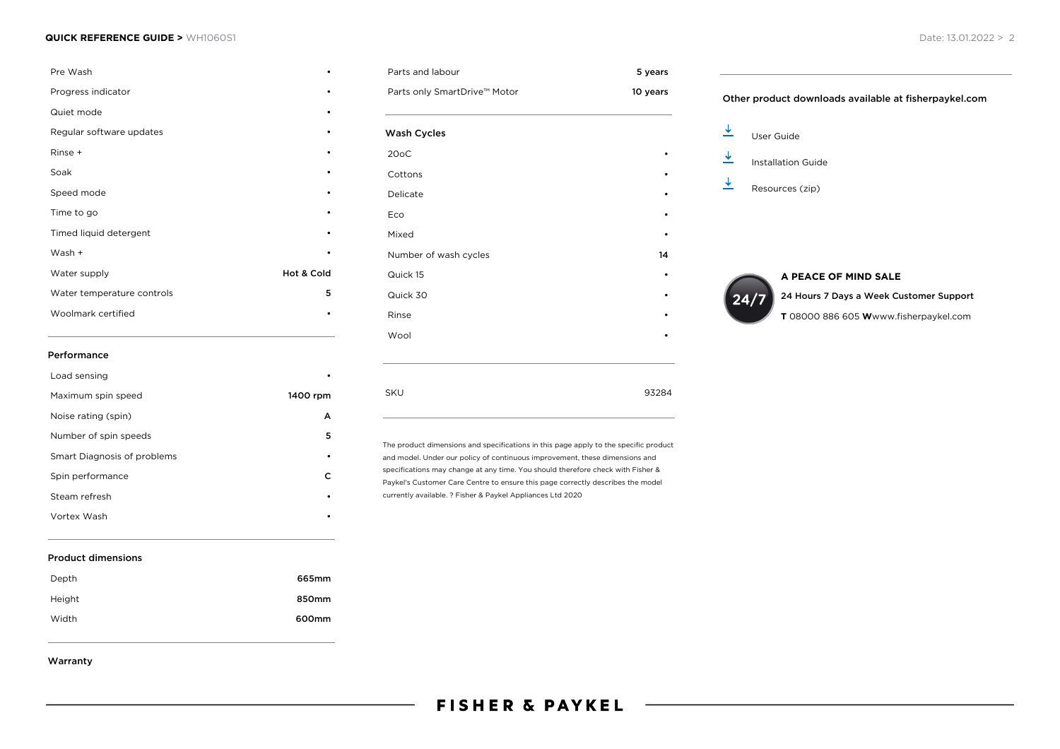| | |
|---|---|
| Pre Wash | • |
| Progress indicator | • |
| Quiet mode | • |
| Regular software updates | • |
| Rinse + | • |
| Soak | • |
| Speed mode | • |
| Time to go | • |
| Timed liquid detergent | • |
| Wash + | • |
| Water supply | Hot & Cold |
| Water temperature controls | 5 |
| Woolmark certified | • |

### Performance

| | |
|---|---|
| Load sensing | • |
| Maximum spin speed | 1400 rpm |
| Noise rating (spin) | A |
| Number of spin speeds | 5 |
| Smart Diagnosis of problems | • |
| Spin performance | C |
| Steam refresh | • |
| Vortex Wash | • |

### Product dimensions

| | |
|---|---|
| Depth | 665mm |
| Height | 850mm |
| Width | 600mm |

### Warranty

| | |
|---|---|
| Parts and labour | 5 years |
| Parts only SmartDrive™ Motor | 10 years |

### Wash Cycles

| | |
|---|---|
| 20oC | • |
| Cottons | • |
| Delicate | • |
| Eco | • |
| Mixed | • |
| Number of wash cycles | 14 |
| Quick 15 | • |
| Quick 30 | • |
| Rinse | • |
| Wool | • |

| | |
|---|---|
| SKU | 93284 |

The product dimensions and specifications in this page apply to the specific product and model. Under our policy of continuous improvement, these dimensions and specifications may change at any time. You should therefore check with Fisher & Paykel's Customer Care Centre to ensure this page correctly describes the model currently available. ? Fisher & Paykel Appliances Ltd 2020

**Other product downloads available at fisherpaykel.com**

- User Guide
- Installation Guide
- Resources (zip)

24/7

**A PEACE OF MIND SALE**

**24 Hours 7 Days a Week Customer Support**

**T** 08000 886 605 **W**www.fisherpaykel.com